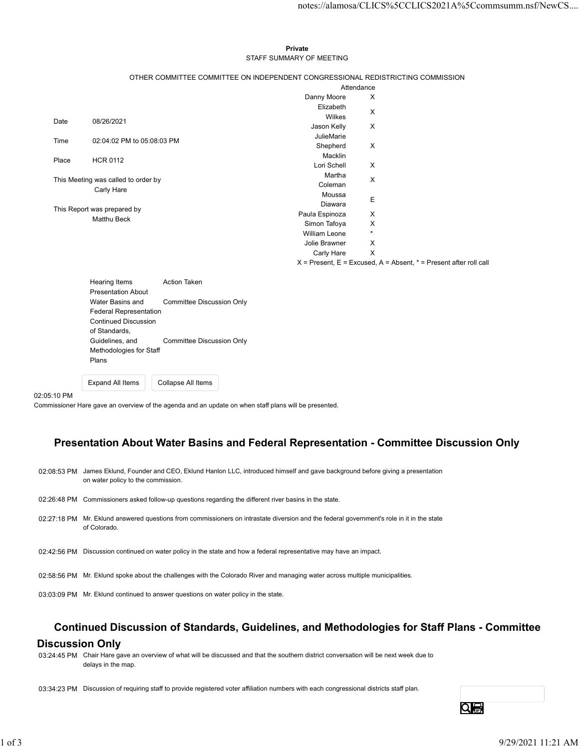**Private**

STAFF SUMMARY OF MEETING

OTHER COMMITTEE COMMITTEE ON INDEPENDENT CONGRESSIONAL REDISTRICTING COMMISSION

| | |
|---|---|
| Date | 08/26/2021 |
| Time | 02:04:02 PM to 05:08:03 PM |
| Place | HCR 0112 |

This Meeting was called to order by
Carly Hare

This Report was prepared by
Matthu Beck

| Attendance | |
|---|---|
| Danny Moore | X |
| Elizabeth Wilkes | X |
| Jason Kelly | X |
| JulieMarie Shepherd Macklin | X |
| Lori Schell | X |
| Martha Coleman | X |
| Moussa Diawara | E |
| Paula Espinoza | X |
| Simon Tafoya | X |
| William Leone | * |
| Jolie Brawner | X |
| Carly Hare | X |

X = Present, E = Excused, A = Absent, * = Present after roll call

| Hearing Items | Action Taken |
|---|---|
| Presentation About Water Basins and Federal Representation | Committee Discussion Only |
| Continued Discussion of Standards, Guidelines, and Methodologies for Staff Plans | Committee Discussion Only |

Expand All Items | Collapse All Items

02:05:10 PM

Commissioner Hare gave an overview of the agenda and an update on when staff plans will be presented.

## Presentation About Water Basins and Federal Representation - Committee Discussion Only

| | |
|---|---|
| 02:08:53 PM | James Eklund, Founder and CEO, Eklund Hanlon LLC, introduced himself and gave background before giving a presentation on water policy to the commission. |
| 02:26:48 PM | Commissioners asked follow-up questions regarding the different river basins in the state. |
| 02:27:18 PM | Mr. Eklund answered questions from commissioners on intrastate diversion and the federal government's role in it in the state of Colorado. |
| 02:42:56 PM | Discussion continued on water policy in the state and how a federal representative may have an impact. |
| 02:58:56 PM | Mr. Eklund spoke about the challenges with the Colorado River and managing water across multiple municipalities. |
| 03:03:09 PM | Mr. Eklund continued to answer questions on water policy in the state. |

## Continued Discussion of Standards, Guidelines, and Methodologies for Staff Plans - Committee Discussion Only

| | |
|---|---|
| 03:24:45 PM | Chair Hare gave an overview of what will be discussed and that the southern district conversation will be next week due to delays in the map. |
| 03:34:23 PM | Discussion of requiring staff to provide registered voter affiliation numbers with each congressional districts staff plan. |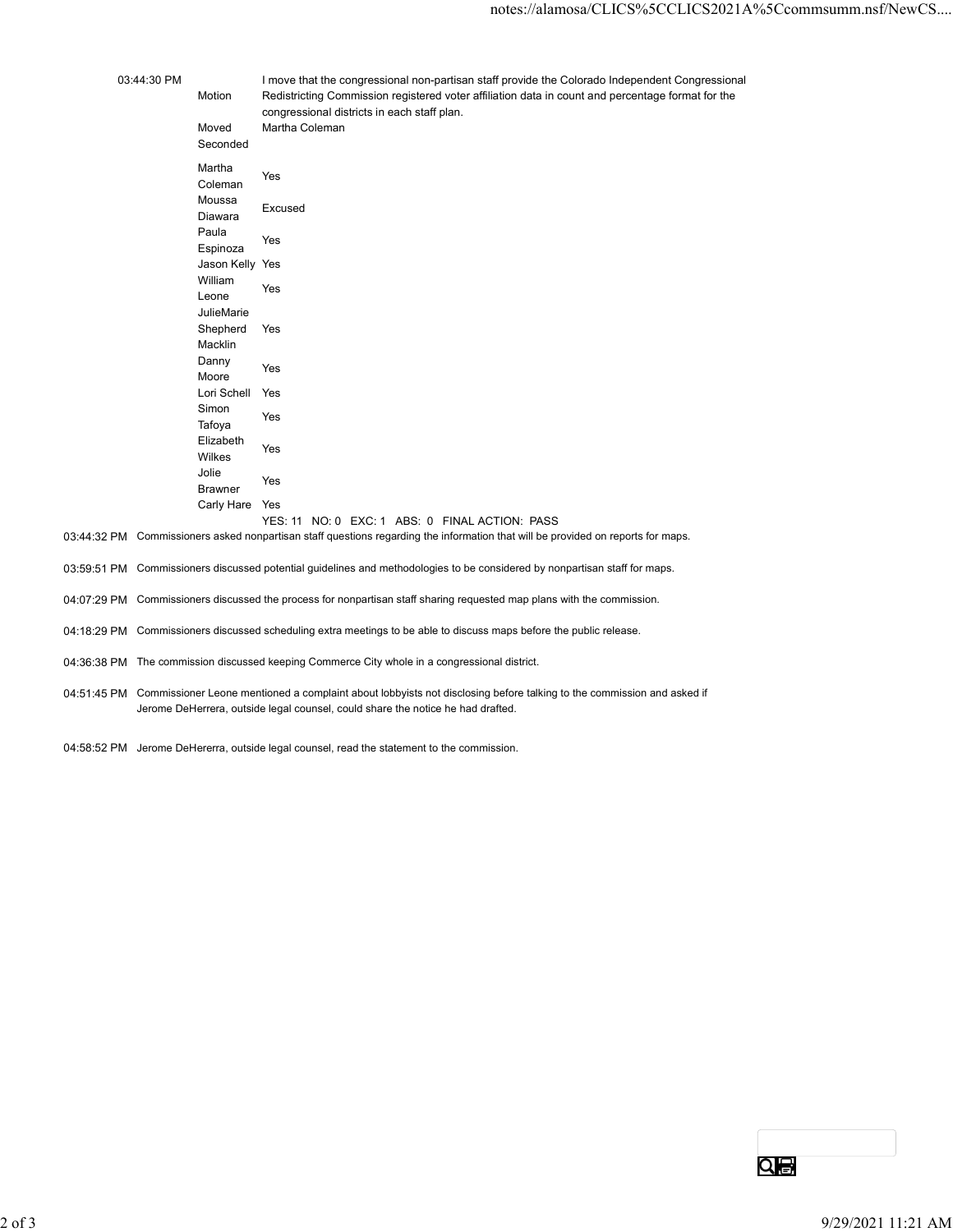| | | |
|---|---|---|
| 03:44:30 PM | Motion | I move that the congressional non-partisan staff provide the Colorado Independent Congressional Redistricting Commission registered voter affiliation data in count and percentage format for the congressional districts in each staff plan. |
| | Moved | Martha Coleman |
| | Seconded | |
| | Martha Coleman | Yes |
| | Moussa Diawara | Excused |
| | Paula Espinoza | Yes |
| | Jason Kelly | Yes |
| | William Leone | Yes |
| | JulieMarie Shepherd Macklin | Yes |
| | Danny Moore | Yes |
| | Lori Schell | Yes |
| | Simon Tafoya | Yes |
| | Elizabeth Wilkes | Yes |
| | Jolie Brawner | Yes |
| | Carly Hare | Yes |
| | | YES: 11 NO: 0 EXC: 1 ABS: 0 FINAL ACTION: PASS |

03:44:32 PM Commissioners asked nonpartisan staff questions regarding the information that will be provided on reports for maps.

03:59:51 PM Commissioners discussed potential guidelines and methodologies to be considered by nonpartisan staff for maps.

04:07:29 PM Commissioners discussed the process for nonpartisan staff sharing requested map plans with the commission.

04:18:29 PM Commissioners discussed scheduling extra meetings to be able to discuss maps before the public release.

04:36:38 PM The commission discussed keeping Commerce City whole in a congressional district.

04:51:45 PM Commissioner Leone mentioned a complaint about lobbyists not disclosing before talking to the commission and asked if Jerome DeHerrera, outside legal counsel, could share the notice he had drafted.

04:58:52 PM Jerome DeHererra, outside legal counsel, read the statement to the commission.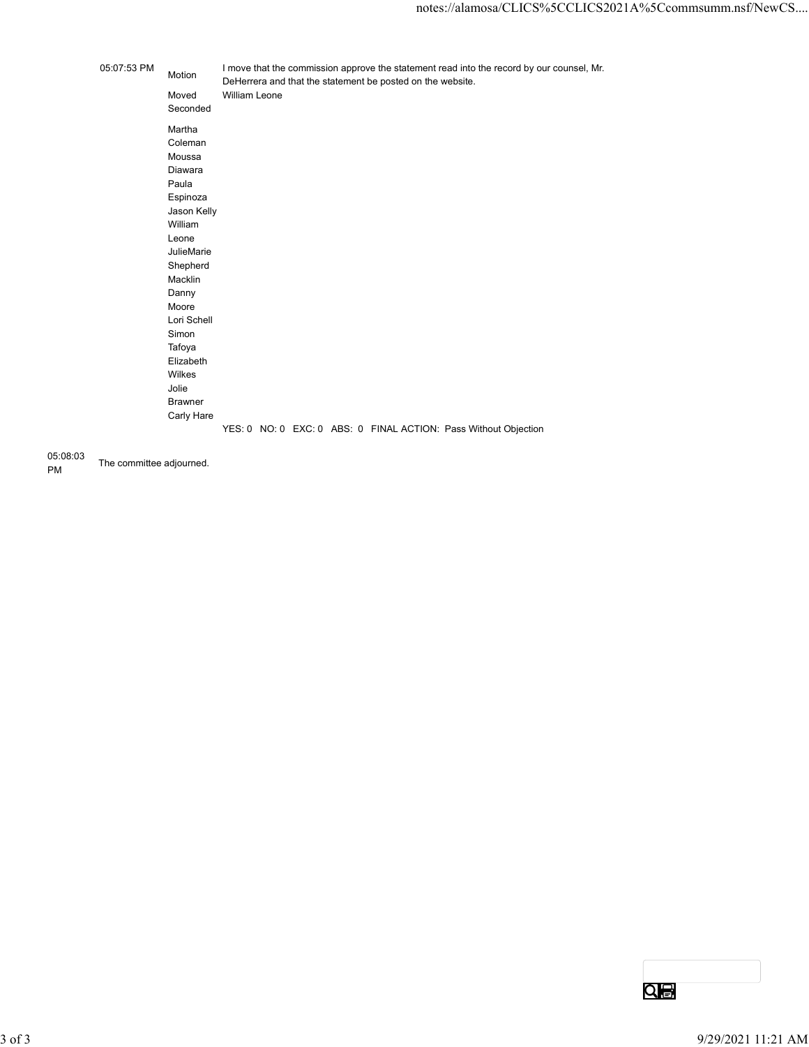| Time | | |
|---|---|---|
| 05:07:53 PM | Motion | I move that the commission approve the statement read into the record by our counsel, Mr. DeHerrera and that the statement be posted on the website. |
| | Moved | William Leone |
| | Seconded | |
| | Martha Coleman | |
| | Moussa Diawara | |
| | Paula Espinoza | |
| | Jason Kelly | |
| | William Leone | |
| | JulieMarie Shepherd Macklin | |
| | Danny Moore | |
| | Lori Schell | |
| | Simon Tafoya | |
| | Elizabeth Wilkes | |
| | Jolie Brawner | |
| | Carly Hare | |
| | | YES: 0 NO: 0 EXC: 0 ABS: 0 FINAL ACTION: Pass Without Objection |

| Time | |
|---|---|
| 05:08:03 PM | The committee adjourned. |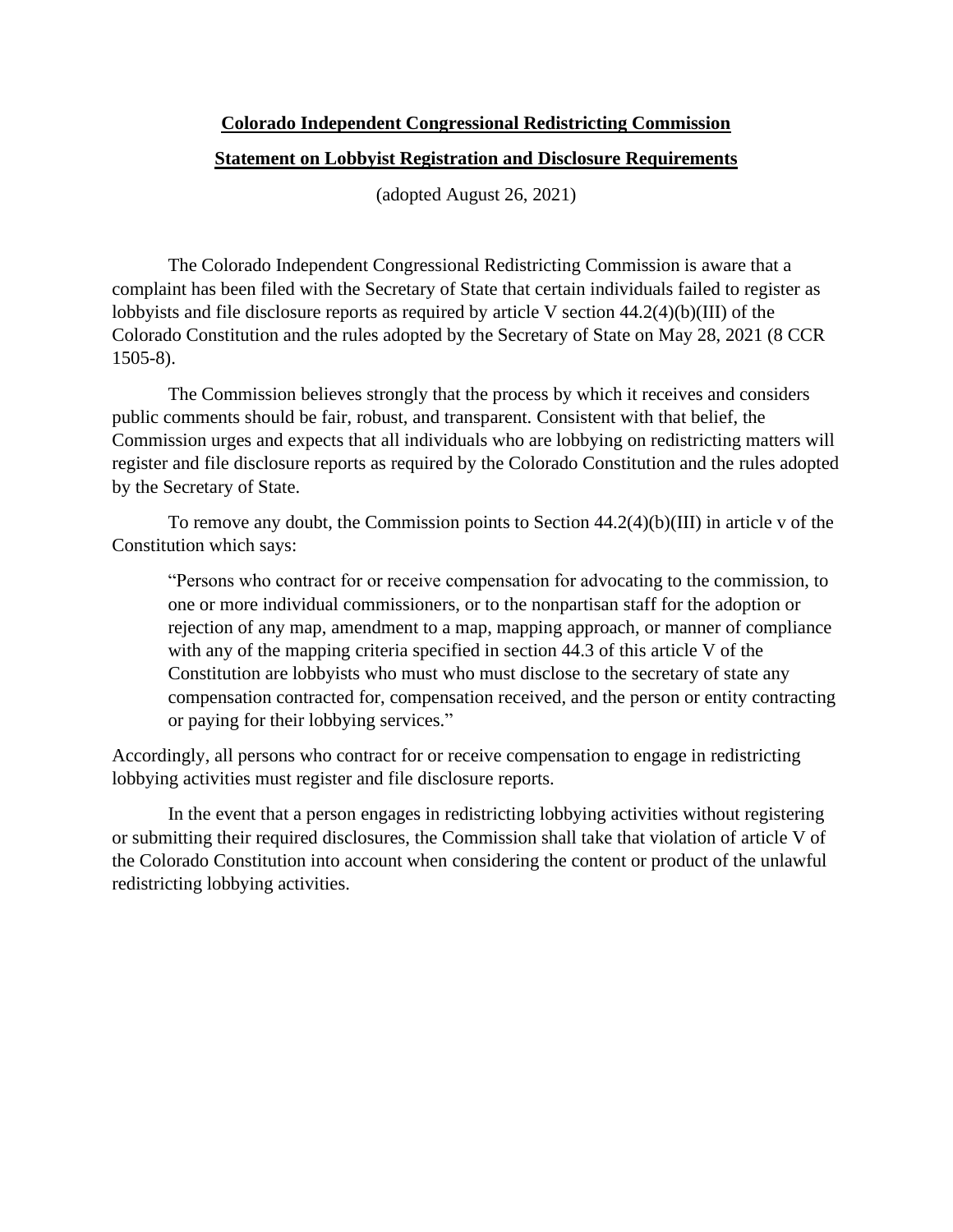**Colorado Independent Congressional Redistricting Commission**

**Statement on Lobbyist Registration and Disclosure Requirements**

(adopted August 26, 2021)

The Colorado Independent Congressional Redistricting Commission is aware that a complaint has been filed with the Secretary of State that certain individuals failed to register as lobbyists and file disclosure reports as required by article V section 44.2(4)(b)(III) of the Colorado Constitution and the rules adopted by the Secretary of State on May 28, 2021 (8 CCR 1505-8).

The Commission believes strongly that the process by which it receives and considers public comments should be fair, robust, and transparent. Consistent with that belief, the Commission urges and expects that all individuals who are lobbying on redistricting matters will register and file disclosure reports as required by the Colorado Constitution and the rules adopted by the Secretary of State.

To remove any doubt, the Commission points to Section 44.2(4)(b)(III) in article v of the Constitution which says:

> "Persons who contract for or receive compensation for advocating to the commission, to one or more individual commissioners, or to the nonpartisan staff for the adoption or rejection of any map, amendment to a map, mapping approach, or manner of compliance with any of the mapping criteria specified in section 44.3 of this article V of the Constitution are lobbyists who must who must disclose to the secretary of state any compensation contracted for, compensation received, and the person or entity contracting or paying for their lobbying services."

Accordingly, all persons who contract for or receive compensation to engage in redistricting lobbying activities must register and file disclosure reports.

In the event that a person engages in redistricting lobbying activities without registering or submitting their required disclosures, the Commission shall take that violation of article V of the Colorado Constitution into account when considering the content or product of the unlawful redistricting lobbying activities.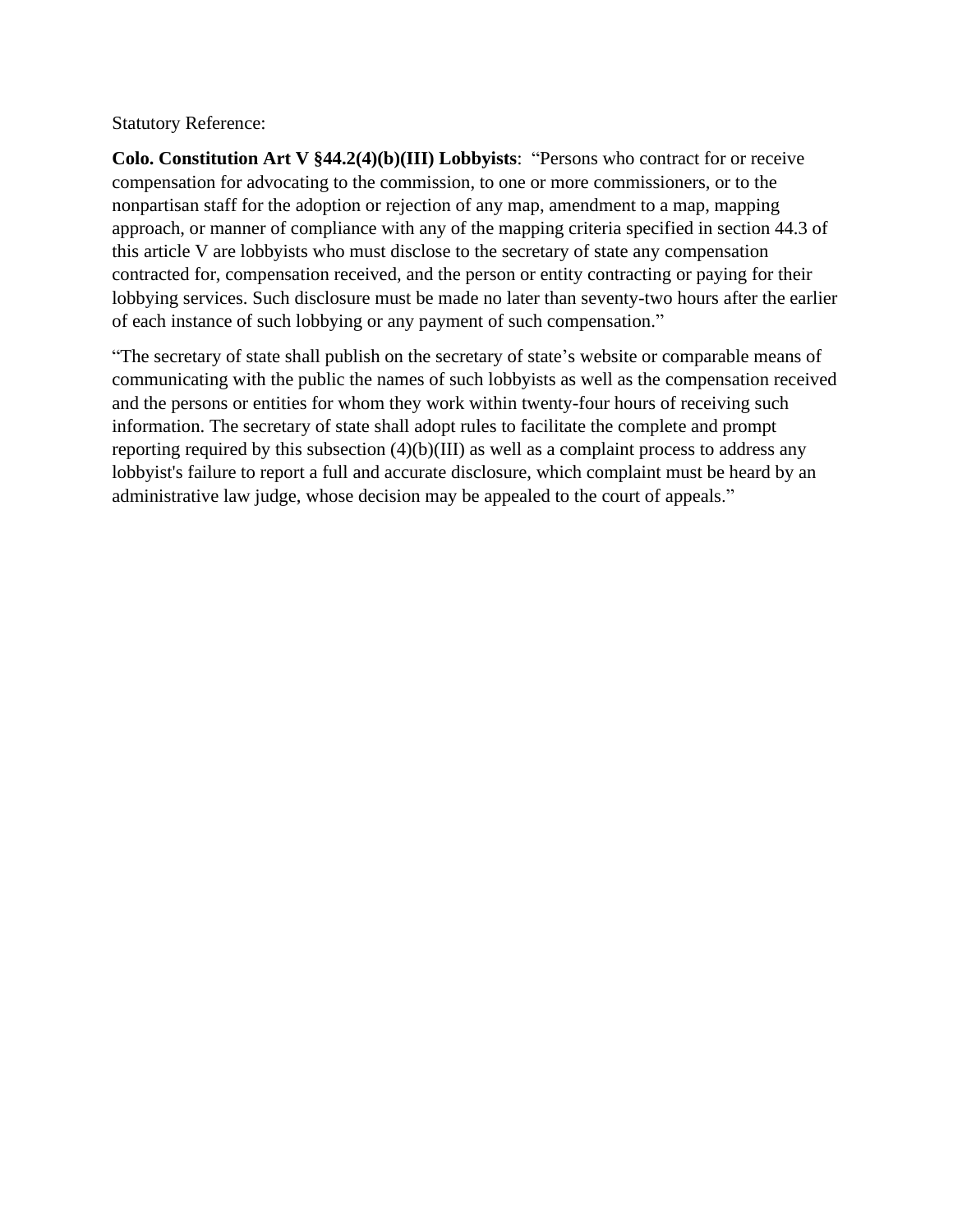Statutory Reference:

**Colo. Constitution Art V §44.2(4)(b)(III) Lobbyists**: "Persons who contract for or receive compensation for advocating to the commission, to one or more commissioners, or to the nonpartisan staff for the adoption or rejection of any map, amendment to a map, mapping approach, or manner of compliance with any of the mapping criteria specified in section 44.3 of this article V are lobbyists who must disclose to the secretary of state any compensation contracted for, compensation received, and the person or entity contracting or paying for their lobbying services. Such disclosure must be made no later than seventy-two hours after the earlier of each instance of such lobbying or any payment of such compensation."

"The secretary of state shall publish on the secretary of state's website or comparable means of communicating with the public the names of such lobbyists as well as the compensation received and the persons or entities for whom they work within twenty-four hours of receiving such information. The secretary of state shall adopt rules to facilitate the complete and prompt reporting required by this subsection (4)(b)(III) as well as a complaint process to address any lobbyist's failure to report a full and accurate disclosure, which complaint must be heard by an administrative law judge, whose decision may be appealed to the court of appeals."